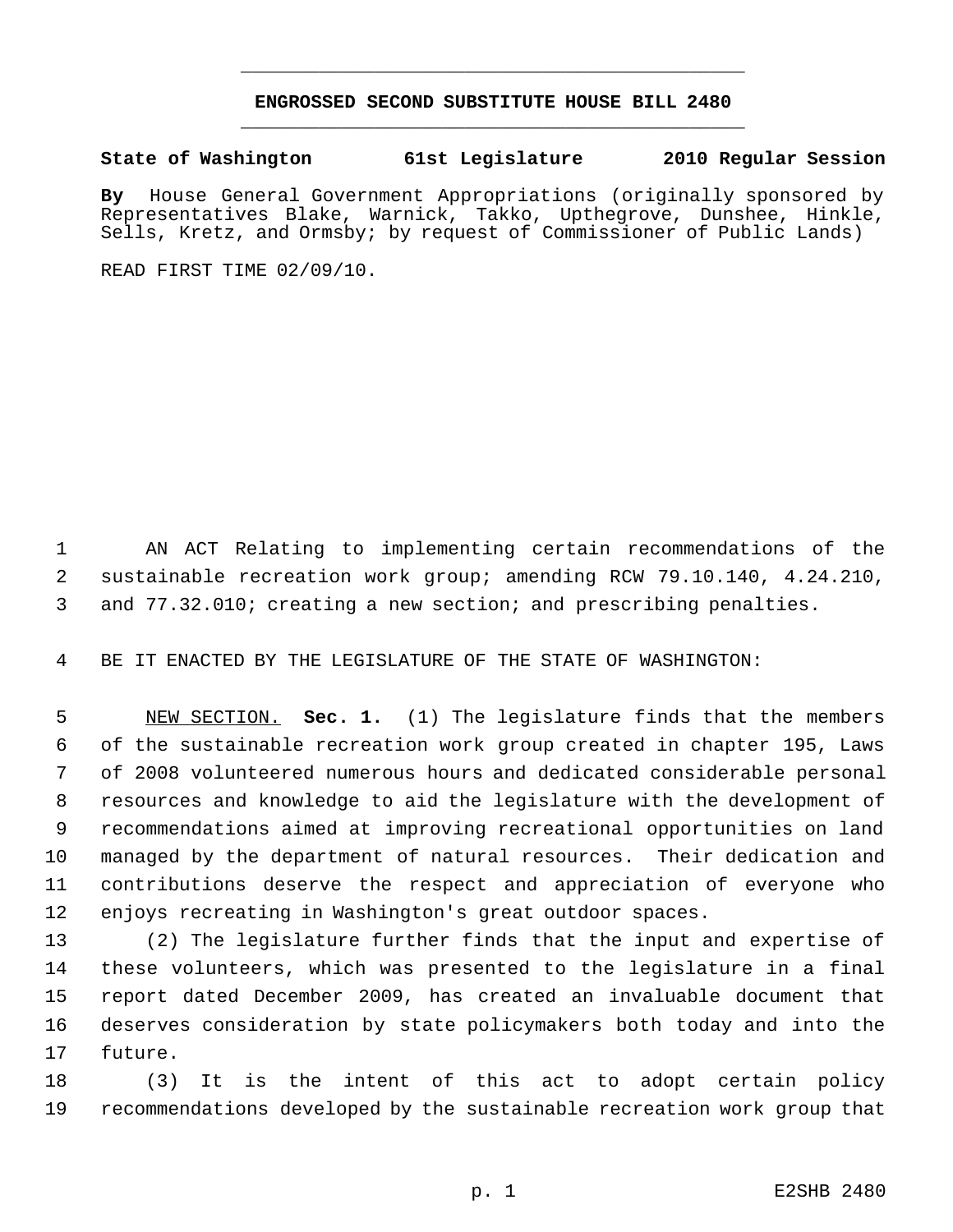# ENGROSSED SECOND SUBSTITUTE HOUSE BILL 2480

**State of Washington 61st Legislature 2010 Regular Session**

**By** House General Government Appropriations (originally sponsored by Representatives Blake, Warnick, Takko, Upthegrove, Dunshee, Hinkle, Sells, Kretz, and Ormsby; by request of Commissioner of Public Lands)

READ FIRST TIME 02/09/10.

AN ACT Relating to implementing certain recommendations of the sustainable recreation work group; amending RCW 79.10.140, 4.24.210, and 77.32.010; creating a new section; and prescribing penalties.

BE IT ENACTED BY THE LEGISLATURE OF THE STATE OF WASHINGTON:

NEW SECTION. **Sec. 1.** (1) The legislature finds that the members of the sustainable recreation work group created in chapter 195, Laws of 2008 volunteered numerous hours and dedicated considerable personal resources and knowledge to aid the legislature with the development of recommendations aimed at improving recreational opportunities on land managed by the department of natural resources. Their dedication and contributions deserve the respect and appreciation of everyone who enjoys recreating in Washington's great outdoor spaces.

(2) The legislature further finds that the input and expertise of these volunteers, which was presented to the legislature in a final report dated December 2009, has created an invaluable document that deserves consideration by state policymakers both today and into the future.

(3) It is the intent of this act to adopt certain policy recommendations developed by the sustainable recreation work group that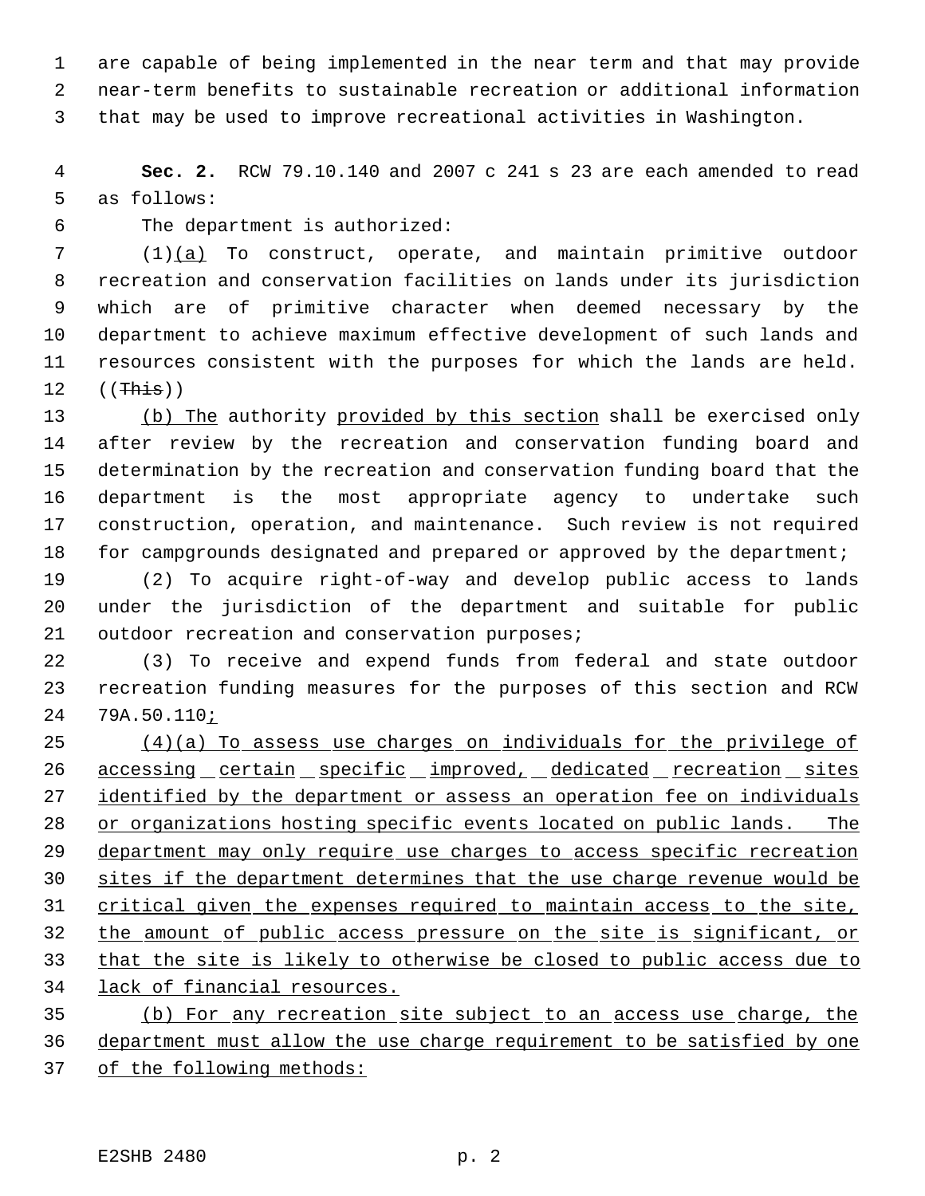are capable of being implemented in the near term and that may provide near-term benefits to sustainable recreation or additional information that may be used to improve recreational activities in Washington.

**Sec. 2.** RCW 79.10.140 and 2007 c 241 s 23 are each amended to read as follows:

The department is authorized:

(1)<u>(a)</u> To construct, operate, and maintain primitive outdoor recreation and conservation facilities on lands under its jurisdiction which are of primitive character when deemed necessary by the department to achieve maximum effective development of such lands and resources consistent with the purposes for which the lands are held. ((~~This~~))

<u>(b) The</u> authority <u>provided by this section</u> shall be exercised only after review by the recreation and conservation funding board and determination by the recreation and conservation funding board that the department is the most appropriate agency to undertake such construction, operation, and maintenance. Such review is not required for campgrounds designated and prepared or approved by the department;

(2) To acquire right-of-way and develop public access to lands under the jurisdiction of the department and suitable for public outdoor recreation and conservation purposes;

(3) To receive and expend funds from federal and state outdoor recreation funding measures for the purposes of this section and RCW 79A.50.110<u>;</u>

<u>(4)(a) To assess use charges on individuals for the privilege of accessing certain specific improved, dedicated recreation sites identified by the department or assess an operation fee on individuals or organizations hosting specific events located on public lands. The department may only require use charges to access specific recreation sites if the department determines that the use charge revenue would be critical given the expenses required to maintain access to the site, the amount of public access pressure on the site is significant, or that the site is likely to otherwise be closed to public access due to lack of financial resources.</u>

<u>(b) For any recreation site subject to an access use charge, the department must allow the use charge requirement to be satisfied by one of the following methods:</u>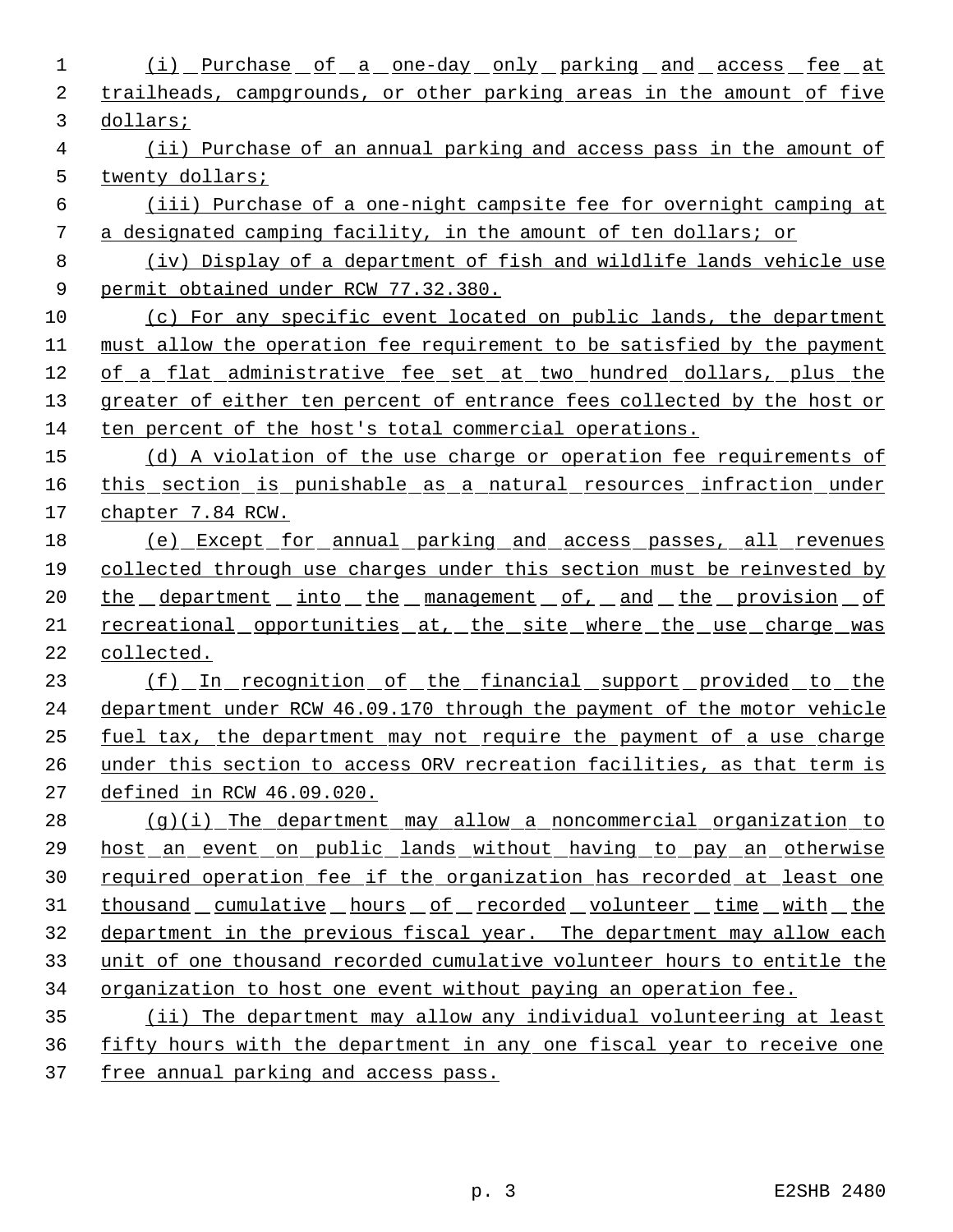(i) Purchase of a one-day only parking and access fee at trailheads, campgrounds, or other parking areas in the amount of five dollars;

(ii) Purchase of an annual parking and access pass in the amount of twenty dollars;

(iii) Purchase of a one-night campsite fee for overnight camping at a designated camping facility, in the amount of ten dollars; or

(iv) Display of a department of fish and wildlife lands vehicle use permit obtained under RCW 77.32.380.

(c) For any specific event located on public lands, the department must allow the operation fee requirement to be satisfied by the payment of a flat administrative fee set at two hundred dollars, plus the greater of either ten percent of entrance fees collected by the host or ten percent of the host's total commercial operations.

(d) A violation of the use charge or operation fee requirements of this section is punishable as a natural resources infraction under chapter 7.84 RCW.

(e) Except for annual parking and access passes, all revenues collected through use charges under this section must be reinvested by the department into the management of, and the provision of recreational opportunities at, the site where the use charge was collected.

(f) In recognition of the financial support provided to the department under RCW 46.09.170 through the payment of the motor vehicle fuel tax, the department may not require the payment of a use charge under this section to access ORV recreation facilities, as that term is defined in RCW 46.09.020.

(g)(i) The department may allow a noncommercial organization to host an event on public lands without having to pay an otherwise required operation fee if the organization has recorded at least one thousand cumulative hours of recorded volunteer time with the department in the previous fiscal year. The department may allow each unit of one thousand recorded cumulative volunteer hours to entitle the organization to host one event without paying an operation fee.

(ii) The department may allow any individual volunteering at least fifty hours with the department in any one fiscal year to receive one free annual parking and access pass.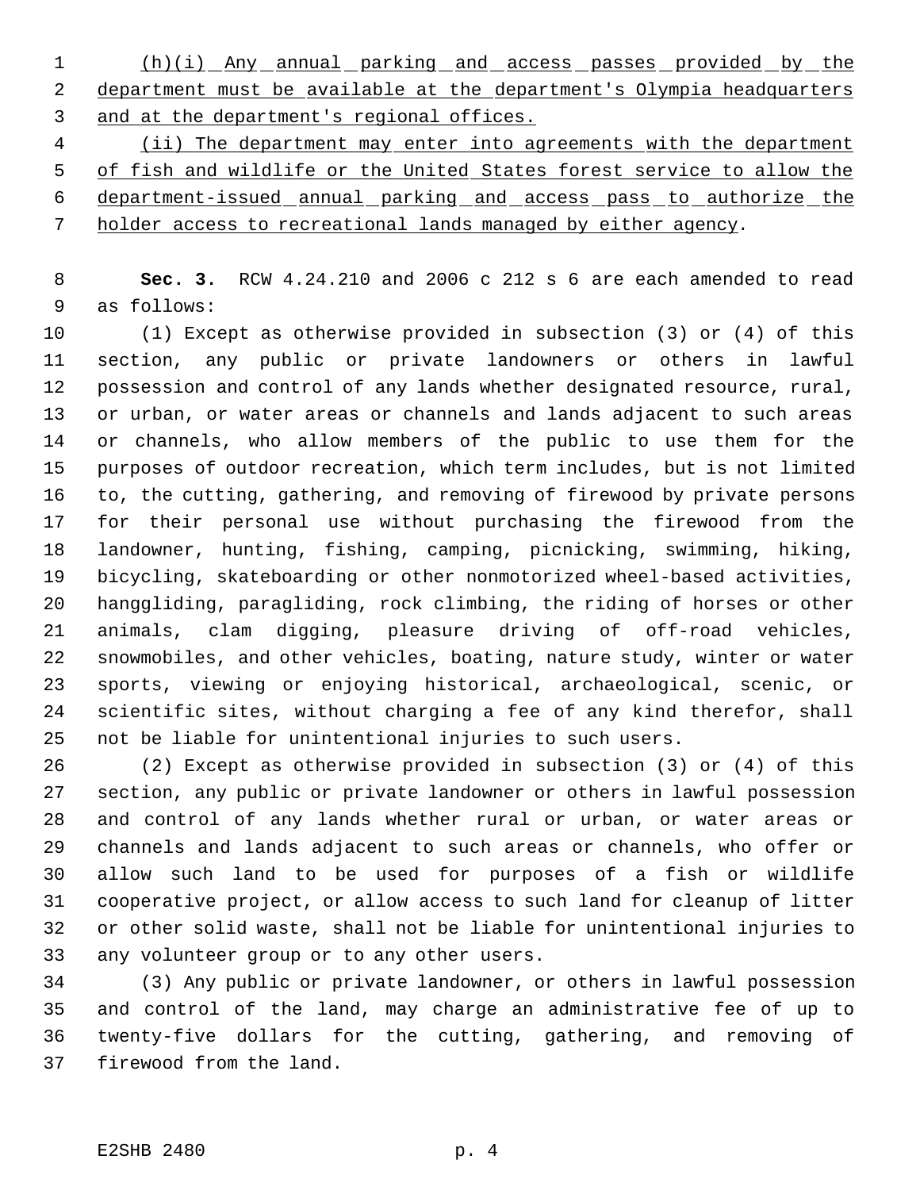(h)(i) Any annual parking and access passes provided by the department must be available at the department's Olympia headquarters and at the department's regional offices.

(ii) The department may enter into agreements with the department of fish and wildlife or the United States forest service to allow the department-issued annual parking and access pass to authorize the holder access to recreational lands managed by either agency.

**Sec. 3.** RCW 4.24.210 and 2006 c 212 s 6 are each amended to read as follows:

(1) Except as otherwise provided in subsection (3) or (4) of this section, any public or private landowners or others in lawful possession and control of any lands whether designated resource, rural, or urban, or water areas or channels and lands adjacent to such areas or channels, who allow members of the public to use them for the purposes of outdoor recreation, which term includes, but is not limited to, the cutting, gathering, and removing of firewood by private persons for their personal use without purchasing the firewood from the landowner, hunting, fishing, camping, picnicking, swimming, hiking, bicycling, skateboarding or other nonmotorized wheel-based activities, hanggliding, paragliding, rock climbing, the riding of horses or other animals, clam digging, pleasure driving of off-road vehicles, snowmobiles, and other vehicles, boating, nature study, winter or water sports, viewing or enjoying historical, archaeological, scenic, or scientific sites, without charging a fee of any kind therefor, shall not be liable for unintentional injuries to such users.

(2) Except as otherwise provided in subsection (3) or (4) of this section, any public or private landowner or others in lawful possession and control of any lands whether rural or urban, or water areas or channels and lands adjacent to such areas or channels, who offer or allow such land to be used for purposes of a fish or wildlife cooperative project, or allow access to such land for cleanup of litter or other solid waste, shall not be liable for unintentional injuries to any volunteer group or to any other users.

(3) Any public or private landowner, or others in lawful possession and control of the land, may charge an administrative fee of up to twenty-five dollars for the cutting, gathering, and removing of firewood from the land.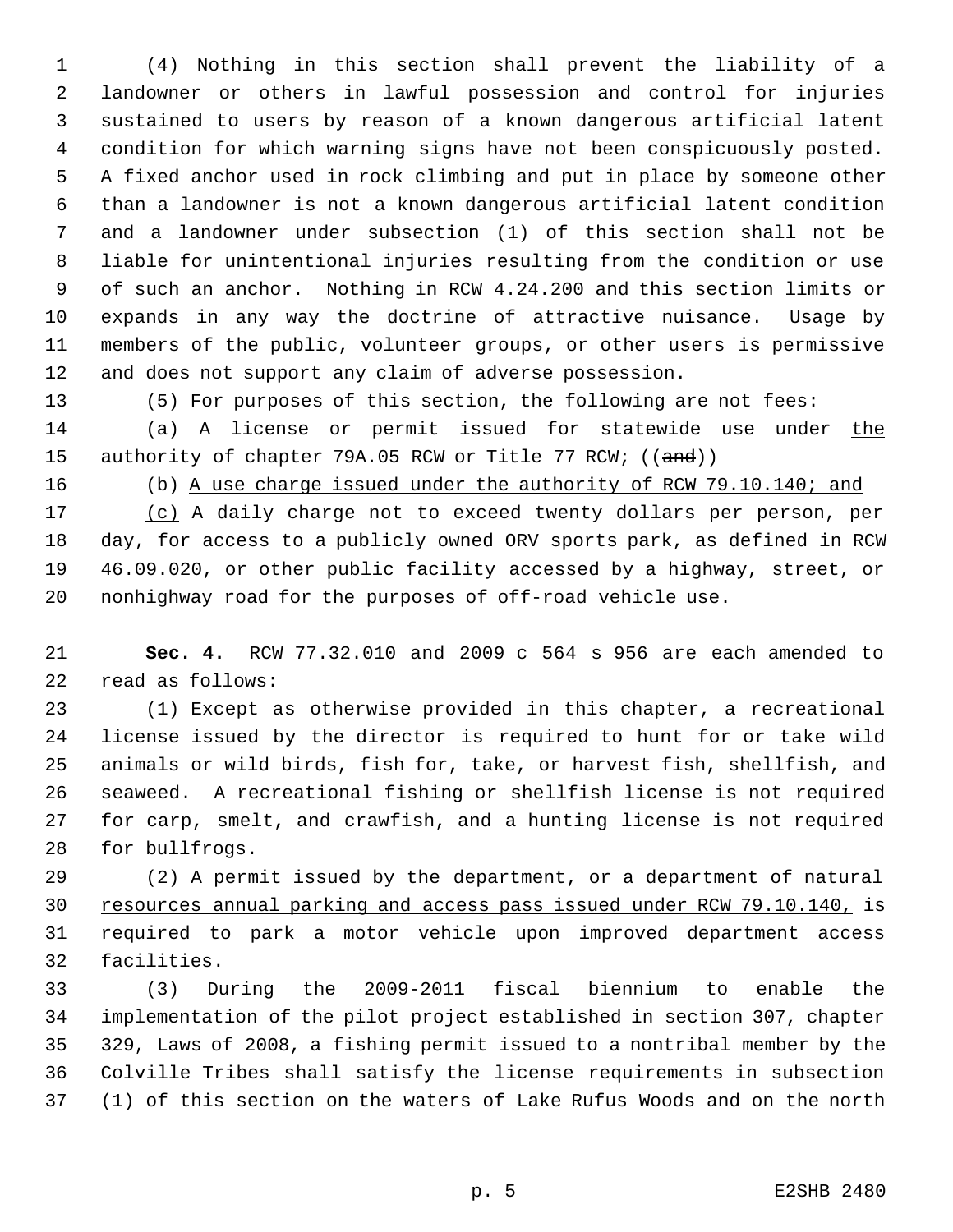(4) Nothing in this section shall prevent the liability of a landowner or others in lawful possession and control for injuries sustained to users by reason of a known dangerous artificial latent condition for which warning signs have not been conspicuously posted. A fixed anchor used in rock climbing and put in place by someone other than a landowner is not a known dangerous artificial latent condition and a landowner under subsection (1) of this section shall not be liable for unintentional injuries resulting from the condition or use of such an anchor. Nothing in RCW 4.24.200 and this section limits or expands in any way the doctrine of attractive nuisance. Usage by members of the public, volunteer groups, or other users is permissive and does not support any claim of adverse possession.

(5) For purposes of this section, the following are not fees:

(a) A license or permit issued for statewide use under the authority of chapter 79A.05 RCW or Title 77 RCW; ((~~and~~))

(b) A use charge issued under the authority of RCW 79.10.140; and

(c) A daily charge not to exceed twenty dollars per person, per day, for access to a publicly owned ORV sports park, as defined in RCW 46.09.020, or other public facility accessed by a highway, street, or nonhighway road for the purposes of off-road vehicle use.

**Sec. 4.** RCW 77.32.010 and 2009 c 564 s 956 are each amended to read as follows:

(1) Except as otherwise provided in this chapter, a recreational license issued by the director is required to hunt for or take wild animals or wild birds, fish for, take, or harvest fish, shellfish, and seaweed. A recreational fishing or shellfish license is not required for carp, smelt, and crawfish, and a hunting license is not required for bullfrogs.

(2) A permit issued by the department, or a department of natural resources annual parking and access pass issued under RCW 79.10.140, is required to park a motor vehicle upon improved department access facilities.

(3) During the 2009-2011 fiscal biennium to enable the implementation of the pilot project established in section 307, chapter 329, Laws of 2008, a fishing permit issued to a nontribal member by the Colville Tribes shall satisfy the license requirements in subsection (1) of this section on the waters of Lake Rufus Woods and on the north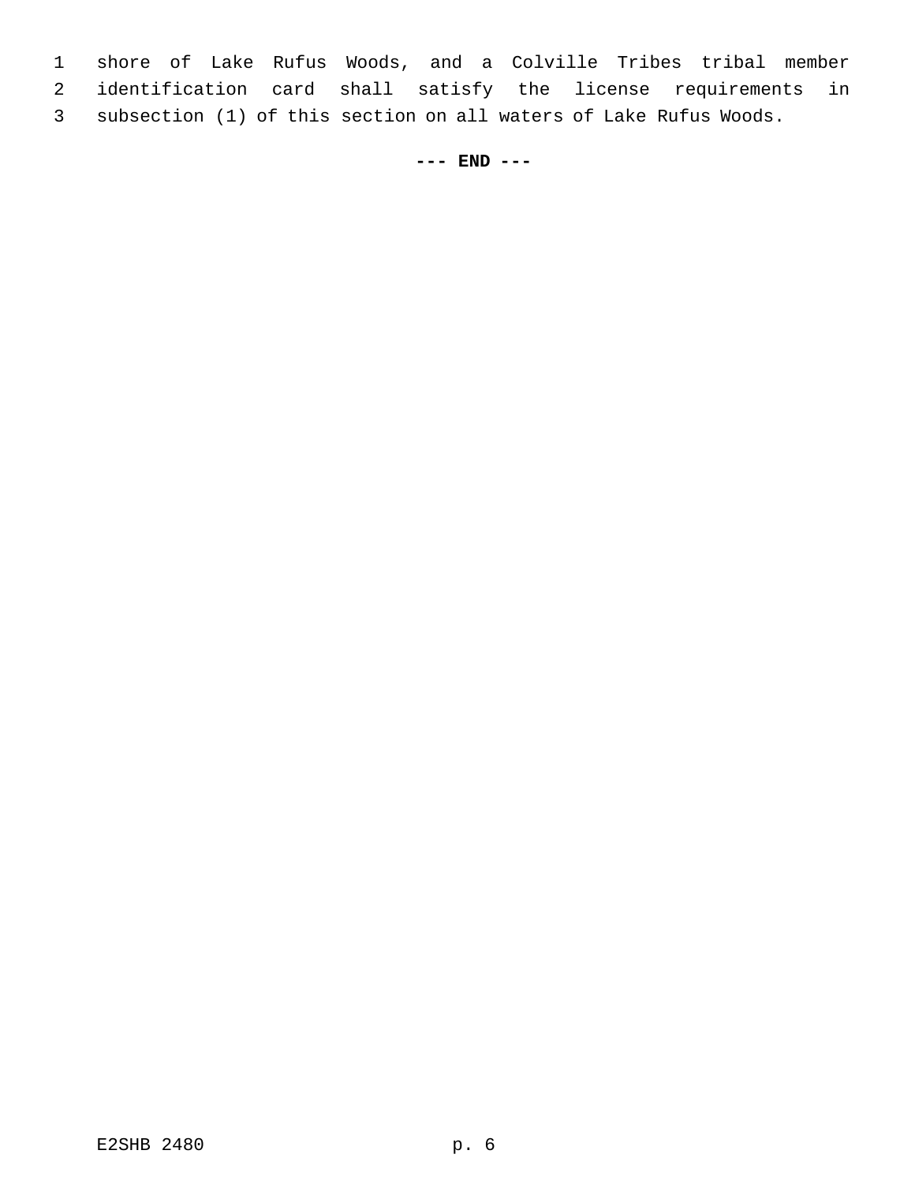shore of Lake Rufus Woods, and a Colville Tribes tribal member identification card shall satisfy the license requirements in subsection (1) of this section on all waters of Lake Rufus Woods.

**--- END ---**